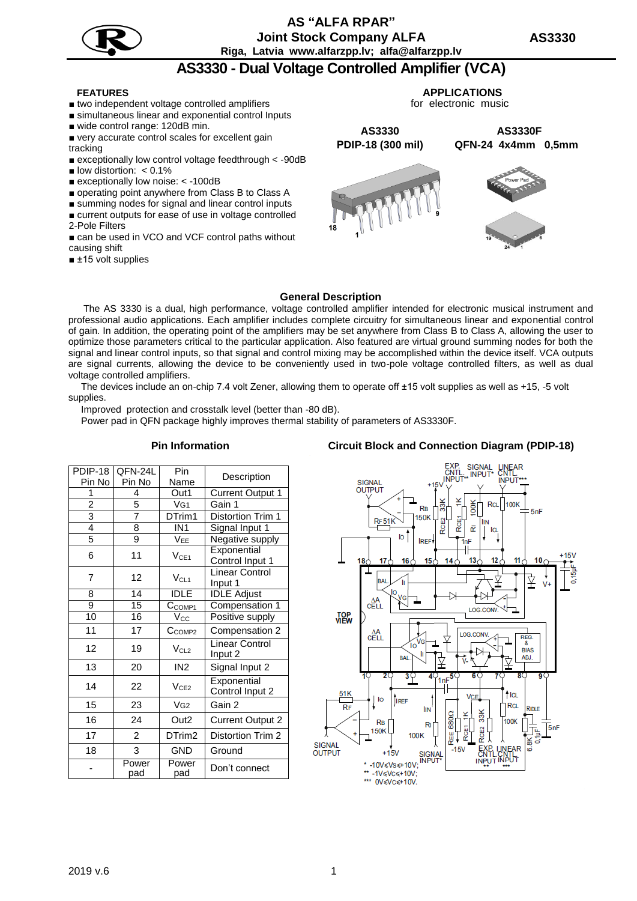# AS "ALFA RPAR"

**Joint Stock Company ALFA**

**Riga, Latvia www.alfarzpp.lv; alfa@alfarzpp.lv**

**AS3330**

# AS3330 - Dual Voltage Controlled Amplifier (VCA)

### FEATURES

- two independent voltage controlled amplifiers
- simultaneous linear and exponential control Inputs
- wide control range: 120dB min.
- very accurate control scales for excellent gain tracking
- exceptionally low control voltage feedthrough < -90dB
- low distortion: < 0.1%
- exceptionally low noise: < -100dB
- operating point anywhere from Class B to Class A
- summing nodes for signal and linear control inputs
- current outputs for ease of use in voltage controlled 2-Pole Filters
- can be used in VCO and VCF control paths without causing shift
- ±15 volt supplies

### APPLICATIONS

for electronic music

**AS3330** PDIP-18 (300 mil) **AS3330F** QFN-24 4x4mm 0,5mm

### General Description

The AS 3330 is a dual, high performance, voltage controlled amplifier intended for electronic musical instrument and professional audio applications. Each amplifier includes complete circuitry for simultaneous linear and exponential control of gain. In addition, the operating point of the amplifiers may be set anywhere from Class B to Class A, allowing the user to optimize those parameters critical to the particular application. Also featured are virtual ground summing nodes for both the signal and linear control inputs, so that signal and control mixing may be accomplished within the device itself. VCA outputs are signal currents, allowing the device to be conveniently used in two-pole voltage controlled filters, as well as dual voltage controlled amplifiers.

The devices include an on-chip 7.4 volt Zener, allowing them to operate off ±15 volt supplies as well as +15, -5 volt supplies.

Improved protection and crosstalk level (better than -80 dB).

Power pad in QFN package highly improves thermal stability of parameters of AS3330F.

### Pin Information

| PDIP-18 Pin No | QFN-24L Pin No | Pin Name | Description |
|---|---|---|---|
| 1 | 4 | Out1 | Current Output 1 |
| 2 | 5 | $V_{G1}$ | Gain 1 |
| 3 | 7 | DTrim1 | Distortion Trim 1 |
| 4 | 8 | IN1 | Signal Input 1 |
| 5 | 9 | $V_{EE}$ | Negative supply |
| 6 | 11 | $V_{CE1}$ | Exponential Control Input 1 |
| 7 | 12 | $V_{CL1}$ | Linear Control Input 1 |
| 8 | 14 | IDLE | IDLE Adjust |
| 9 | 15 | $C_{COMP1}$ | Compensation 1 |
| 10 | 16 | $V_{CC}$ | Positive supply |
| 11 | 17 | $C_{COMP2}$ | Compensation 2 |
| 12 | 19 | $V_{CL2}$ | Linear Control Input 2 |
| 13 | 20 | IN2 | Signal Input 2 |
| 14 | 22 | $V_{CE2}$ | Exponential Control Input 2 |
| 15 | 23 | $V_{G2}$ | Gain 2 |
| 16 | 24 | Out2 | Current Output 2 |
| 17 | 2 | DTrim2 | Distortion Trim 2 |
| 18 | 3 | GND | Ground |
| - | Power pad | Power pad | Don't connect |

### Circuit Block and Connection Diagram (PDIP-18)

\* $-10V \leq V_S \leq +10V$;
\*\* $-1V \leq V_C \leq +10V$;
\*\*\* $0V \leq V_C \leq +10V$.

2019 v.6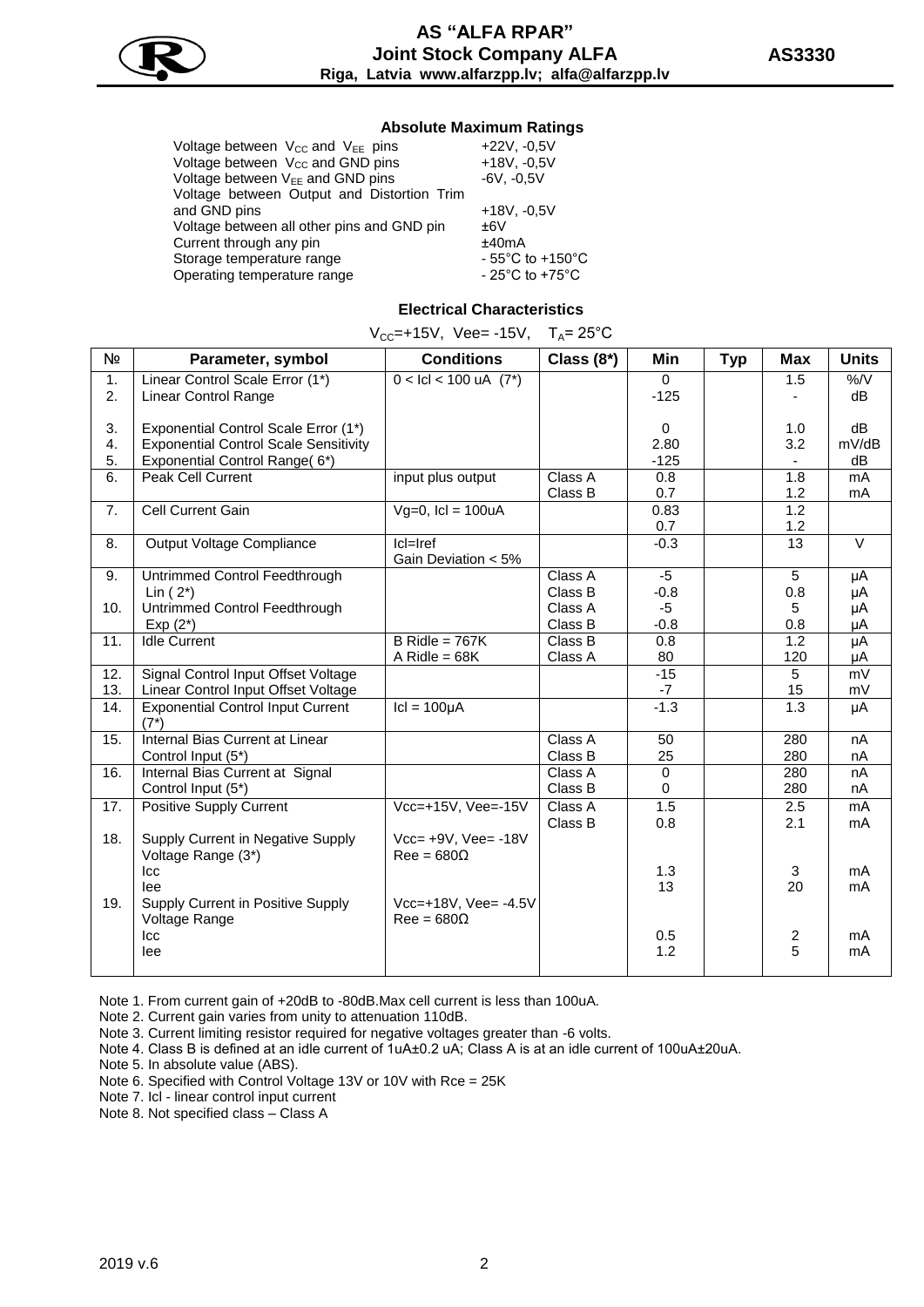## Absolute Maximum Ratings

| | |
|---|---|
| Voltage between $V_{CC}$ and $V_{EE}$ pins | +22V, -0,5V |
| Voltage between $V_{CC}$ and GND pins | +18V, -0,5V |
| Voltage between $V_{EE}$ and GND pins | -6V, -0,5V |
| Voltage between Output and Distortion Trim and GND pins | +18V, -0,5V |
| Voltage between all other pins and GND pin | ±6V |
| Current through any pin | ±40mA |
| Storage temperature range | - 55°C to +150°C |
| Operating temperature range | - 25°C to +75°C |

## Electrical Characteristics

$V_{CC}$=+15V, Vee= -15V, $T_A$= 25°C

| № | Parameter, symbol | Conditions | Class (8*) | Min | Typ | Max | Units |
|---|---|---|---|---|---|---|---|
| 1. | Linear Control Scale Error (1*) | 0 < Icl < 100 uA (7*) | | 0 | | 1.5 | %/V |
| 2. | Linear Control Range | | | -125 | | - | dB |
| 3. | Exponential Control Scale Error (1*) | | | 0 | | 1.0 | dB |
| 4. | Exponential Control Scale Sensitivity | | | 2.80 | | 3.2 | mV/dB |
| 5. | Exponential Control Range( 6*) | | | -125 | | - | dB |
| 6. | Peak Cell Current | input plus output | Class A | 0.8 | | 1.8 | mA |
| | | | Class B | 0.7 | | 1.2 | mA |
| 7. | Cell Current Gain | Vg=0, Icl = 100uA | | 0.83 | | 1.2 | |
| | | | | 0.7 | | 1.2 | |
| 8. | Output Voltage Compliance | Icl=Iref Gain Deviation < 5% | | -0.3 | | 13 | V |
| 9. | Untrimmed Control Feedthrough Lin ( 2*) | | Class A | -5 | | 5 | µA |
| | | | Class B | -0.8 | | 0.8 | µA |
| 10. | Untrimmed Control Feedthrough Exp (2*) | | Class A | -5 | | 5 | µA |
| | | | Class B | -0.8 | | 0.8 | µA |
| 11. | Idle Current | B Ridle = 767K | Class B | 0.8 | | 1.2 | µA |
| | | A Ridle = 68K | Class A | 80 | | 120 | µA |
| 12. | Signal Control Input Offset Voltage | | | -15 | | 5 | mV |
| 13. | Linear Control Input Offset Voltage | | | -7 | | 15 | mV |
| 14. | Exponential Control Input Current (7*) | Icl = 100µA | | -1.3 | | 1.3 | µA |
| 15. | Internal Bias Current at Linear Control Input (5*) | | Class A | 50 | | 280 | nA |
| | | | Class B | 25 | | 280 | nA |
| 16. | Internal Bias Current at Signal Control Input (5*) | | Class A | 0 | | 280 | nA |
| | | | Class B | 0 | | 280 | nA |
| 17. | Positive Supply Current | Vcc=+15V, Vee=-15V | Class A | 1.5 | | 2.5 | mA |
| | | | Class B | 0.8 | | 2.1 | mA |
| 18. | Supply Current in Negative Supply Voltage Range (3*) | Vcc= +9V, Vee= -18V Ree = 680Ω | | | | | |
| | Icc | | | 1.3 | | 3 | mA |
| | Iee | | | 13 | | 20 | mA |
| 19. | Supply Current in Positive Supply Voltage Range | Vcc=+18V, Vee= -4.5V Ree = 680Ω | | | | | |
| | Icc | | | 0.5 | | 2 | mA |
| | Iee | | | 1.2 | | 5 | mA |

Note 1. From current gain of +20dB to -80dB.Max cell current is less than 100uA.

Note 2. Current gain varies from unity to attenuation 110dB.

Note 3. Current limiting resistor required for negative voltages greater than -6 volts.

Note 4. Class B is defined at an idle current of 1uA±0.2 uA; Class A is at an idle current of 100uA±20uA.

Note 5. In absolute value (ABS).

Note 6. Specified with Control Voltage 13V or 10V with Rce = 25K

Note 7. Icl - linear control input current

Note 8. Not specified class – Class A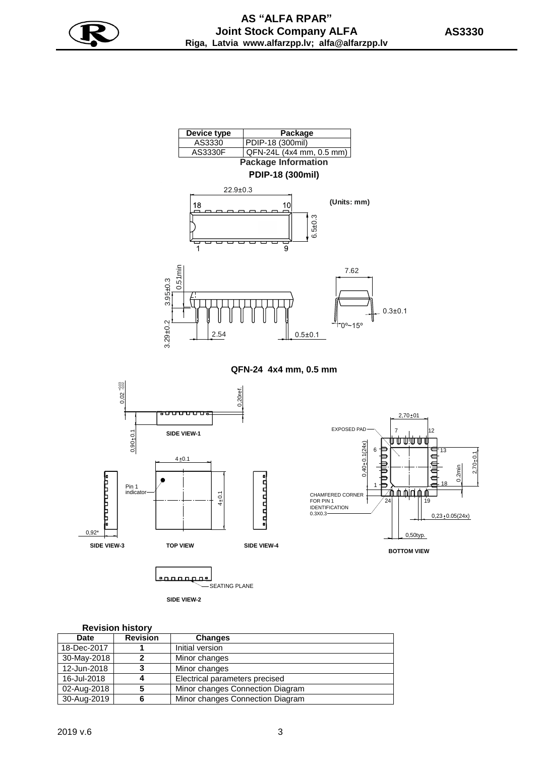| Device type | Package |
|---|---|
| AS3330 | PDIP-18 (300mil) |
| AS3330F | QFN-24L (4x4 mm, 0.5 mm) |

## Package Information

### PDIP-18 (300mil)

22.9±0.3

(Units: mm)

18
10
1
9
6.5±0.3

0.51min
3.95±0.3
3.29±0.2
2.54
0.5±0.1
7.62
0.3±0.1
0º~15º

### QFN-24 4x4 mm, 0.5 mm

0,02 +0.03 -0.02
0,20ref.
SIDE VIEW-1
0,90±0.1
4±0.1
Pin 1 indicator
4±0.1
0,92*
SIDE VIEW-3
TOP VIEW
SIDE VIEW-4
SEATING PLANE
SIDE VIEW-2

EXPOSED PAD
2,70±01
7
12
6
13
1
18
24
19
0,40±0.1(24x)
0.2min
2,70±0.1
CHAMFERED CORNER FOR PIN 1 IDENTIFICATION 0.3X0.3
0,23±0.05(24x)
0,50typ.
BOTTOM VIEW

### Revision history

| Date | Revision | Changes |
|---|---|---|
| 18-Dec-2017 | 1 | Initial version |
| 30-May-2018 | 2 | Minor changes |
| 12-Jun-2018 | 3 | Minor changes |
| 16-Jul-2018 | 4 | Electrical parameters precised |
| 02-Aug-2018 | 5 | Minor changes Connection Diagram |
| 30-Aug-2019 | 6 | Minor changes Connection Diagram |